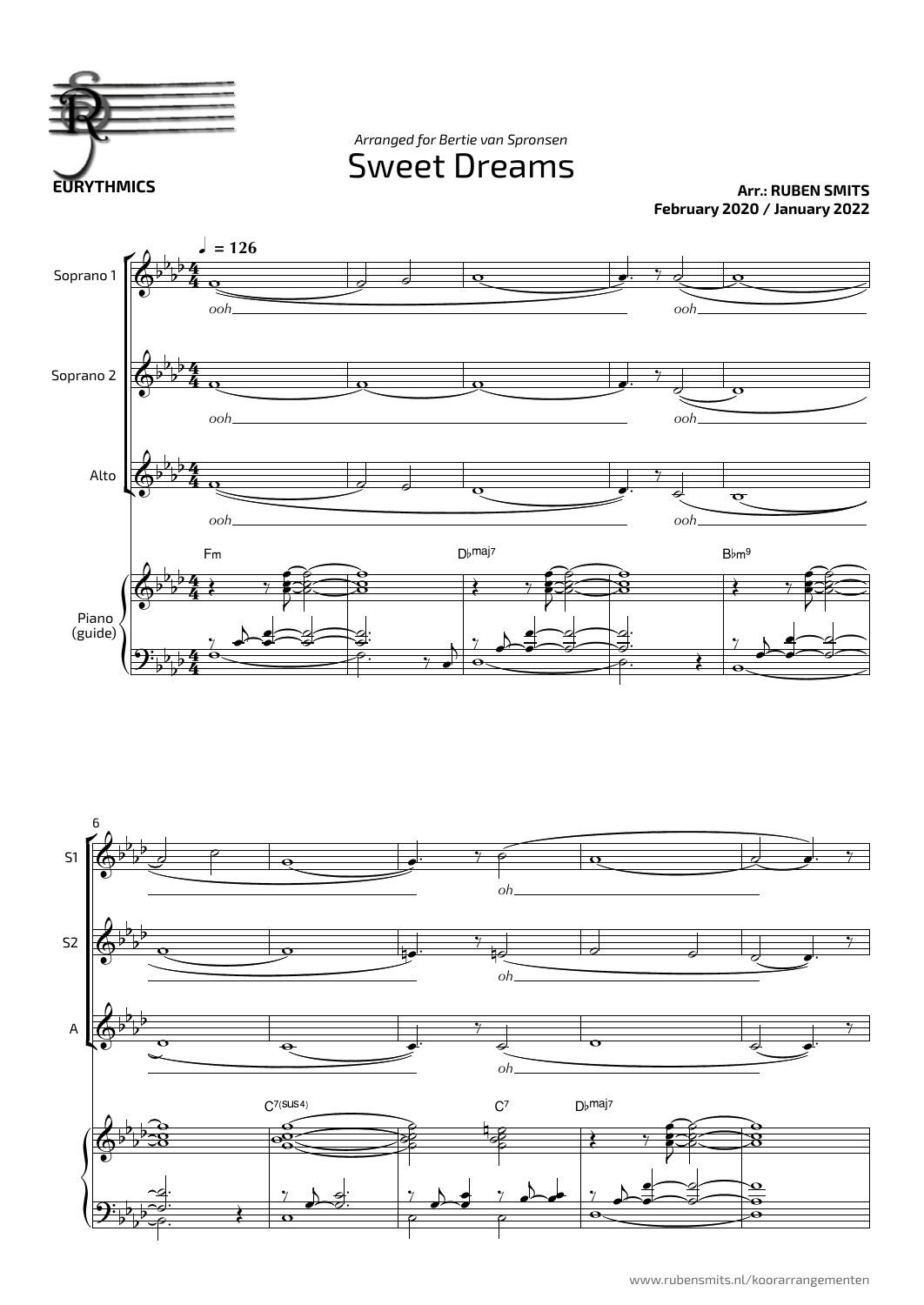*Arranged for Bertie van Spronsen*

# Sweet Dreams

**EURYTHMICS**

**Arr.: RUBEN SMITS**
**February 2020 / January 2022**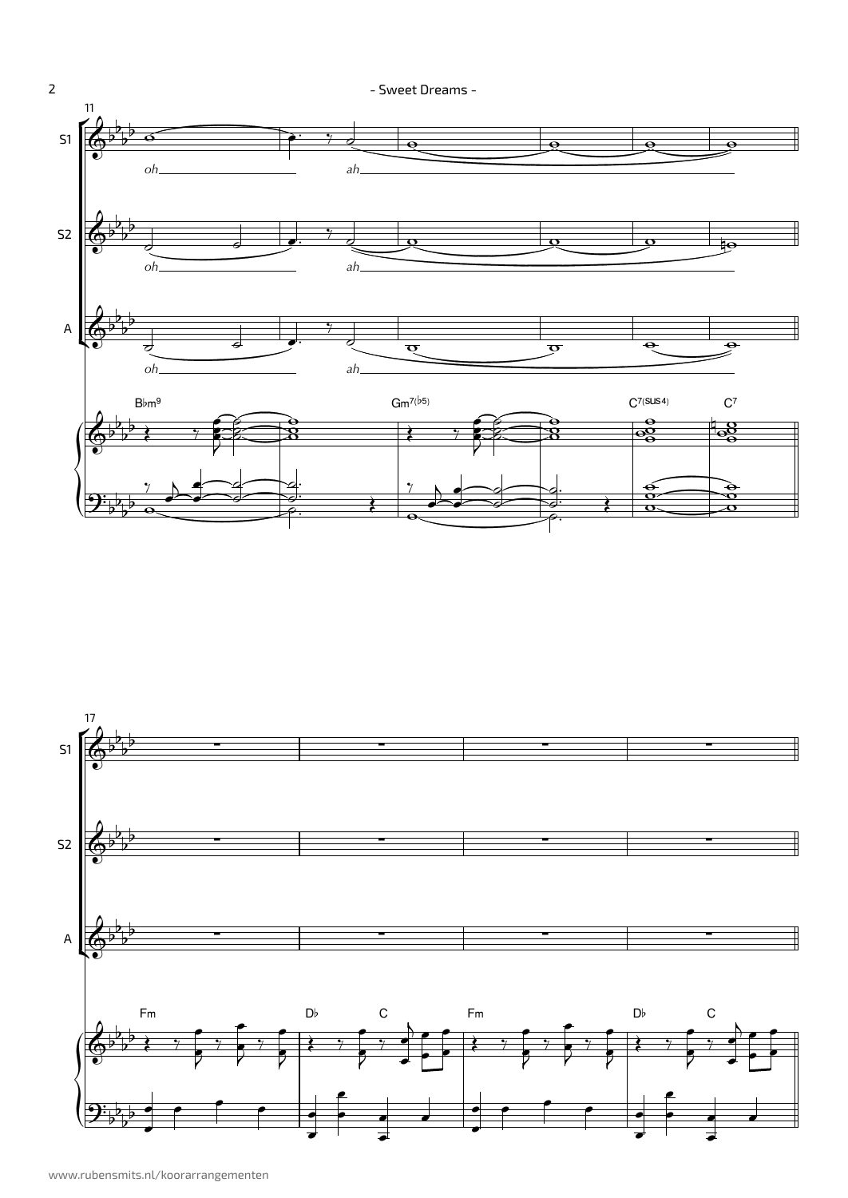11

S1

*oh* *ah*

S2

*oh* *ah*

A

*oh* *ah*

B♭m9 Gm7(♭5) C7(SUS4) C7

17

S1

S2

A

Fm D♭ C Fm D♭ C

www.rubensmits.nl/koorarrangementen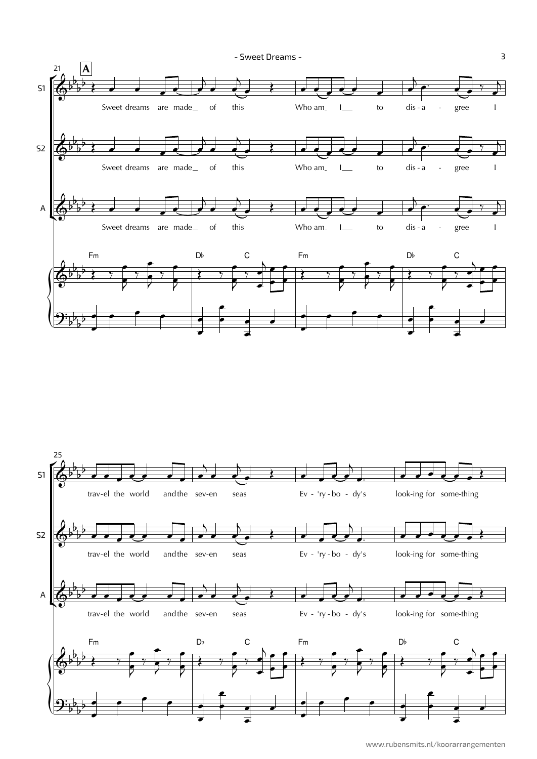21 **A**

S1: Sweet dreams are made of this Who am I to dis - a - gree I

S2: Sweet dreams are made of this Who am I to dis - a - gree I

A: Sweet dreams are made of this Who am I to dis - a - gree I

Fm Db C Fm Db C

25

S1: trav-el the world and the sev-en seas Ev - 'ry - bo - dy's look-ing for some-thing

S2: trav-el the world and the sev-en seas Ev - 'ry - bo - dy's look-ing for some-thing

A: trav-el the world and the sev-en seas Ev - 'ry - bo - dy's look-ing for some-thing

Fm Db C Fm Db C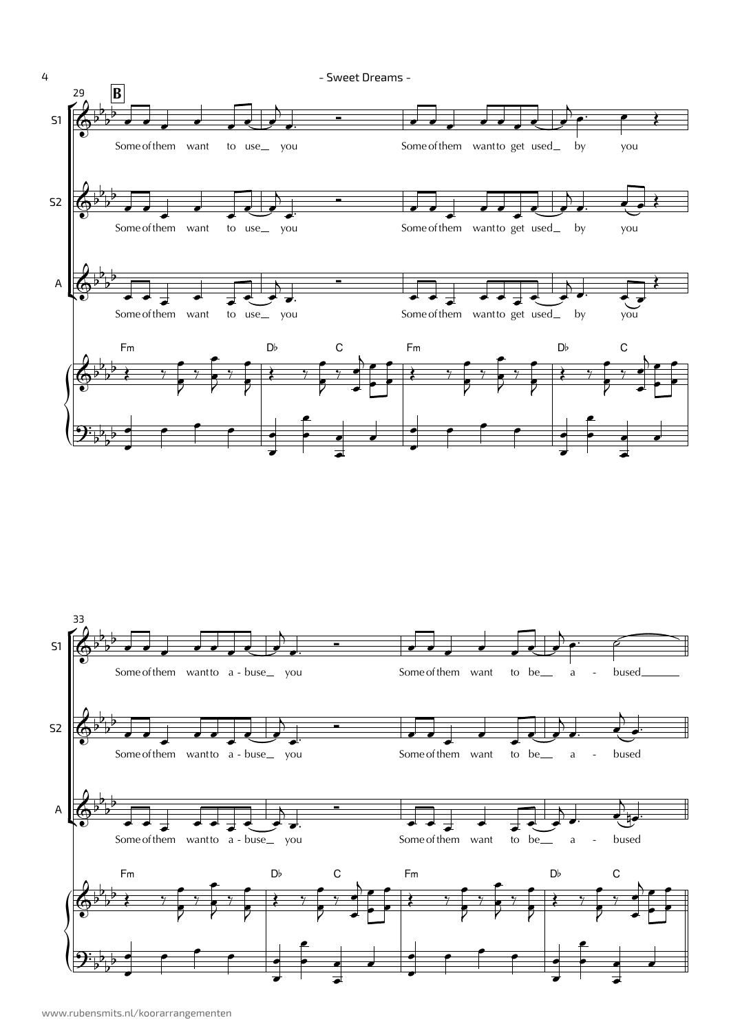29 **B**

S1: Some of them want to use\_ you Some of them want to get used\_ by you

S2: Some of them want to use\_ you Some of them want to get used\_ by you

A: Some of them want to use\_ you Some of them want to get used\_ by you

Fm D♭ C Fm D♭ C

33

S1: Some of them want to a - buse\_ you Some of them want to be\_ a - bused\_\_\_

S2: Some of them want to a - buse\_ you Some of them want to be\_ a - bused

A: Some of them want to a - buse\_ you Some of them want to be\_ a - bused

Fm D♭ C Fm D♭ C

www.rubensmits.nl/koorarrangementen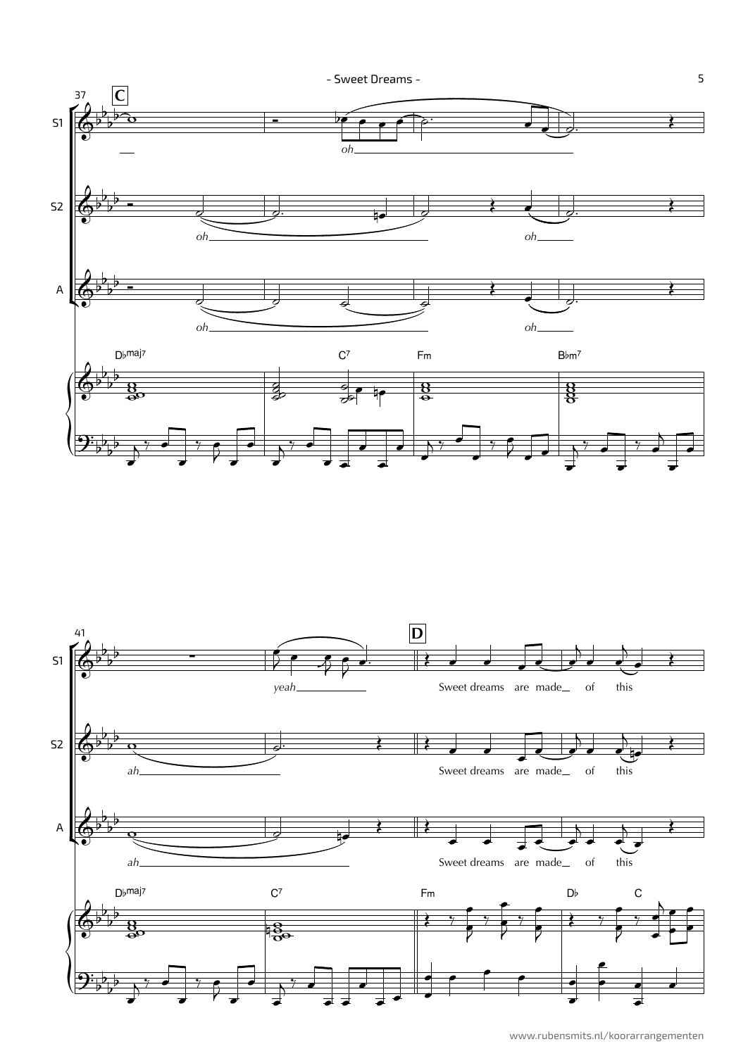37 **C**

S1: — *oh*

S2: *oh* *oh*

A: *oh* *oh*

D♭maj7 C7 Fm B♭m7

41 **D**

S1: *yeah* Sweet dreams are made of this

S2: *ah* Sweet dreams are made of this

A: *ah* Sweet dreams are made of this

D♭maj7 C7 Fm D♭ C